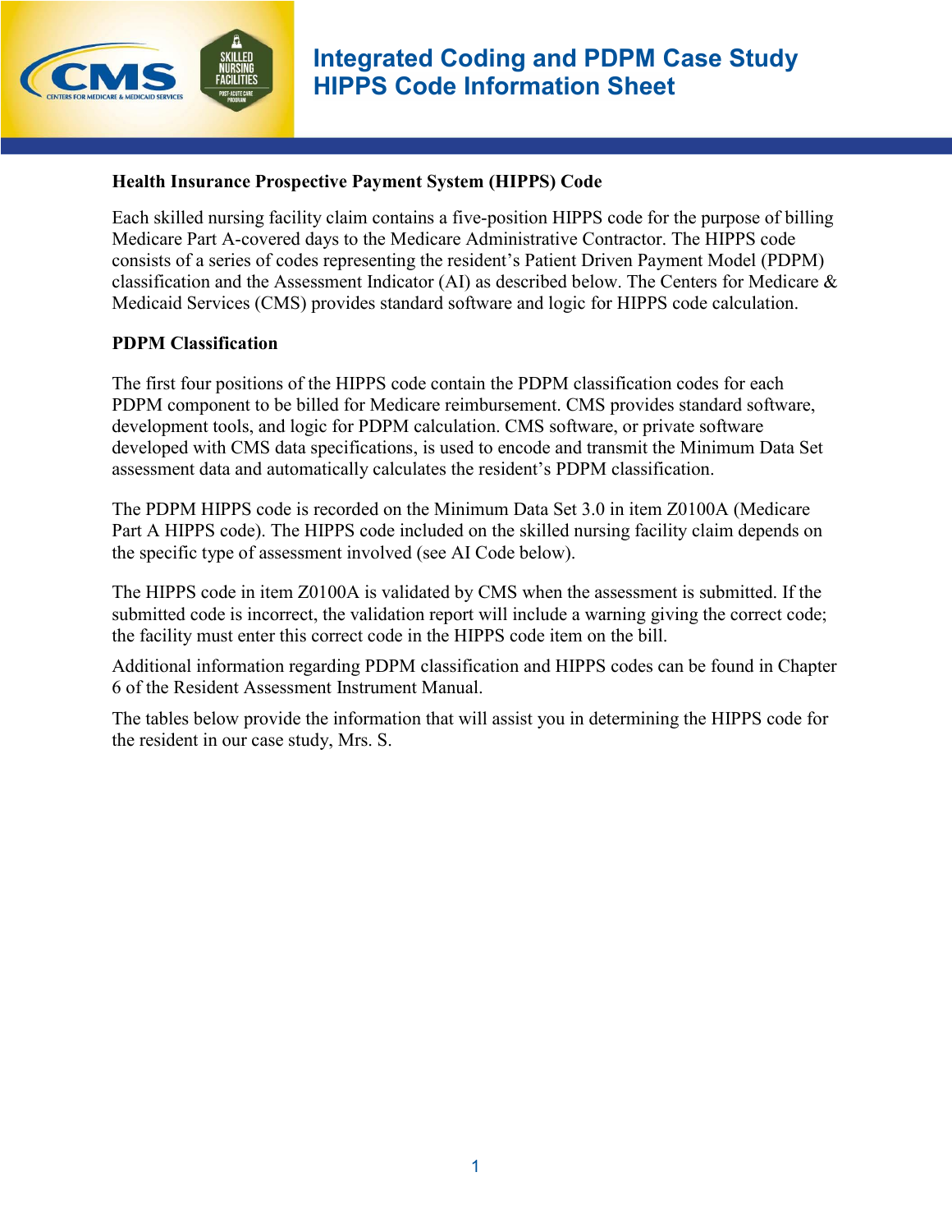# Integrated Coding and PDPM Case Study
## HIPPS Code Information Sheet

**Health Insurance Prospective Payment System (HIPPS) Code**

Each skilled nursing facility claim contains a five-position HIPPS code for the purpose of billing Medicare Part A-covered days to the Medicare Administrative Contractor. The HIPPS code consists of a series of codes representing the resident's Patient Driven Payment Model (PDPM) classification and the Assessment Indicator (AI) as described below. The Centers for Medicare & Medicaid Services (CMS) provides standard software and logic for HIPPS code calculation.

**PDPM Classification**

The first four positions of the HIPPS code contain the PDPM classification codes for each PDPM component to be billed for Medicare reimbursement. CMS provides standard software, development tools, and logic for PDPM calculation. CMS software, or private software developed with CMS data specifications, is used to encode and transmit the Minimum Data Set assessment data and automatically calculates the resident's PDPM classification.

The PDPM HIPPS code is recorded on the Minimum Data Set 3.0 in item Z0100A (Medicare Part A HIPPS code). The HIPPS code included on the skilled nursing facility claim depends on the specific type of assessment involved (see AI Code below).

The HIPPS code in item Z0100A is validated by CMS when the assessment is submitted. If the submitted code is incorrect, the validation report will include a warning giving the correct code; the facility must enter this correct code in the HIPPS code item on the bill.

Additional information regarding PDPM classification and HIPPS codes can be found in Chapter 6 of the Resident Assessment Instrument Manual.

The tables below provide the information that will assist you in determining the HIPPS code for the resident in our case study, Mrs. S.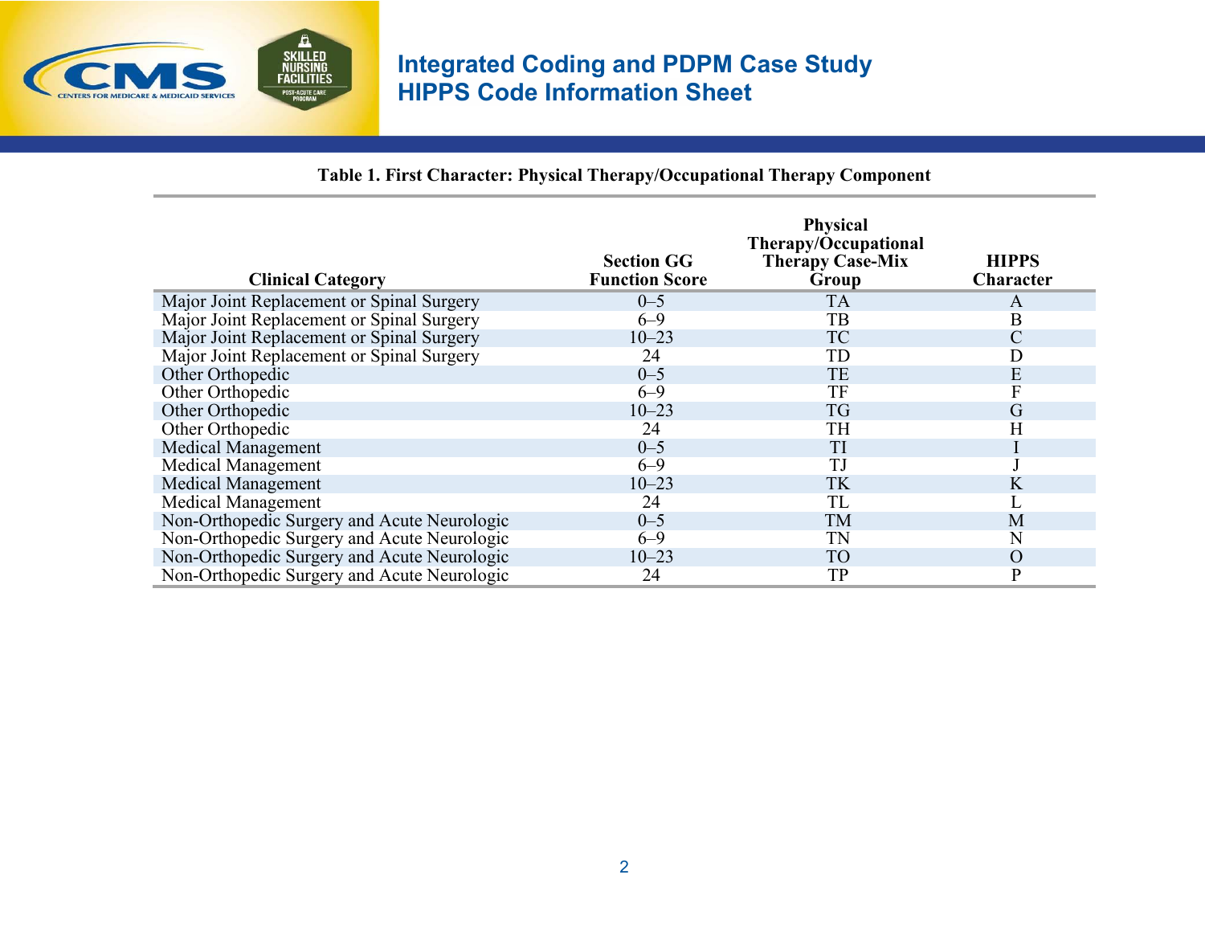# Integrated Coding and PDPM Case Study
# HIPPS Code Information Sheet

**Table 1. First Character: Physical Therapy/Occupational Therapy Component**

| Clinical Category | Section GG Function Score | Physical Therapy/Occupational Therapy Case-Mix Group | HIPPS Character |
|---|---|---|---|
| Major Joint Replacement or Spinal Surgery | 0–5 | TA | A |
| Major Joint Replacement or Spinal Surgery | 6–9 | TB | B |
| Major Joint Replacement or Spinal Surgery | 10–23 | TC | C |
| Major Joint Replacement or Spinal Surgery | 24 | TD | D |
| Other Orthopedic | 0–5 | TE | E |
| Other Orthopedic | 6–9 | TF | F |
| Other Orthopedic | 10–23 | TG | G |
| Other Orthopedic | 24 | TH | H |
| Medical Management | 0–5 | TI | I |
| Medical Management | 6–9 | TJ | J |
| Medical Management | 10–23 | TK | K |
| Medical Management | 24 | TL | L |
| Non-Orthopedic Surgery and Acute Neurologic | 0–5 | TM | M |
| Non-Orthopedic Surgery and Acute Neurologic | 6–9 | TN | N |
| Non-Orthopedic Surgery and Acute Neurologic | 10–23 | TO | O |
| Non-Orthopedic Surgery and Acute Neurologic | 24 | TP | P |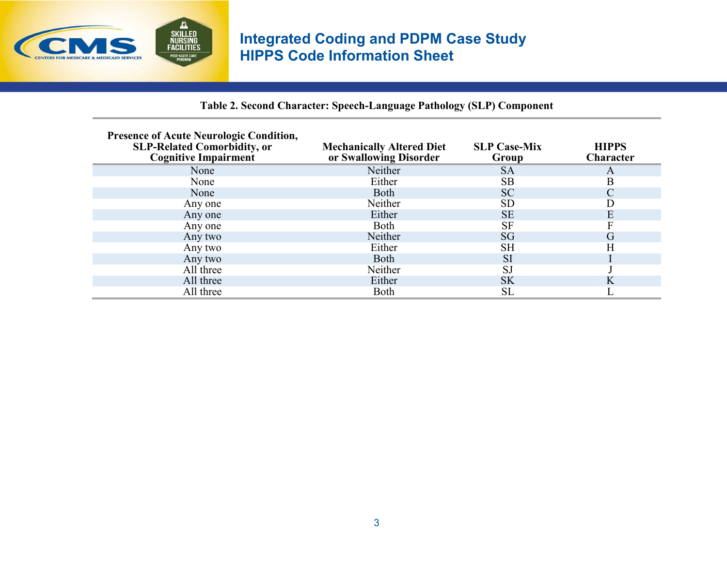Table 2. Second Character: Speech-Language Pathology (SLP) Component

| Presence of Acute Neurologic Condition, SLP-Related Comorbidity, or Cognitive Impairment | Mechanically Altered Diet or Swallowing Disorder | SLP Case-Mix Group | HIPPS Character |
|---|---|---|---|
| None | Neither | SA | A |
| None | Either | SB | B |
| None | Both | SC | C |
| Any one | Neither | SD | D |
| Any one | Either | SE | E |
| Any one | Both | SF | F |
| Any two | Neither | SG | G |
| Any two | Either | SH | H |
| Any two | Both | SI | I |
| All three | Neither | SJ | J |
| All three | Either | SK | K |
| All three | Both | SL | L |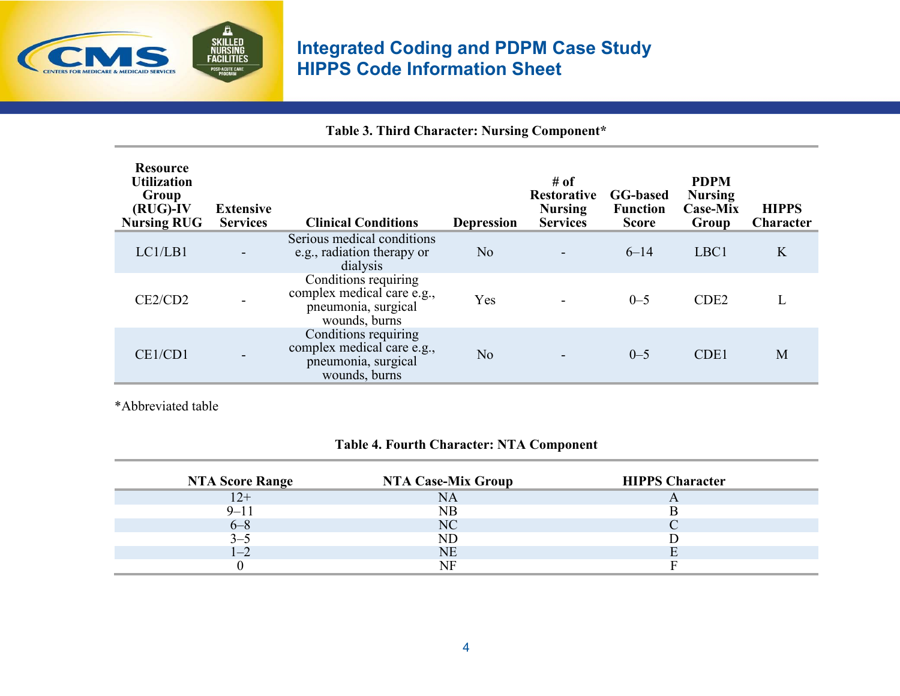# Integrated Coding and PDPM Case Study
# HIPPS Code Information Sheet

**Table 3. Third Character: Nursing Component***

| Resource Utilization Group (RUG)-IV Nursing RUG | Extensive Services | Clinical Conditions | Depression | # of Restorative Nursing Services | GG-based Function Score | PDPM Nursing Case-Mix Group | HIPPS Character |
|---|---|---|---|---|---|---|---|
| LC1/LB1 | - | Serious medical conditions e.g., radiation therapy or dialysis | No | - | 6–14 | LBC1 | K |
| CE2/CD2 | - | Conditions requiring complex medical care e.g., pneumonia, surgical wounds, burns | Yes | - | 0–5 | CDE2 | L |
| CE1/CD1 | - | Conditions requiring complex medical care e.g., pneumonia, surgical wounds, burns | No | - | 0–5 | CDE1 | M |

*Abbreviated table

**Table 4. Fourth Character: NTA Component**

| NTA Score Range | NTA Case-Mix Group | HIPPS Character |
|---|---|---|
| 12+ | NA | A |
| 9–11 | NB | B |
| 6–8 | NC | C |
| 3–5 | ND | D |
| 1–2 | NE | E |
| 0 | NF | F |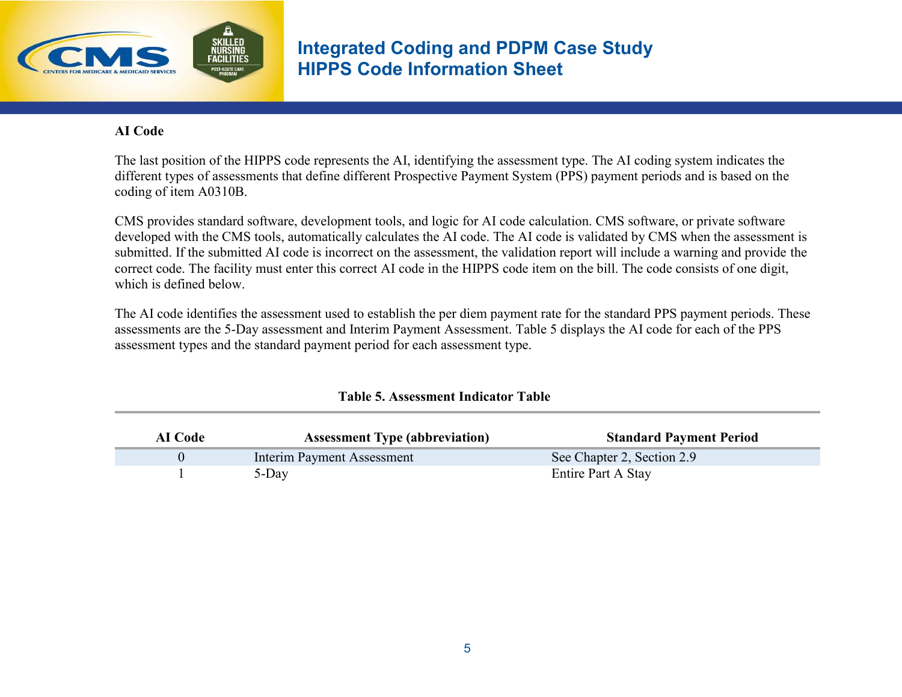## AI Code

The last position of the HIPPS code represents the AI, identifying the assessment type. The AI coding system indicates the different types of assessments that define different Prospective Payment System (PPS) payment periods and is based on the coding of item A0310B.

CMS provides standard software, development tools, and logic for AI code calculation. CMS software, or private software developed with the CMS tools, automatically calculates the AI code. The AI code is validated by CMS when the assessment is submitted. If the submitted AI code is incorrect on the assessment, the validation report will include a warning and provide the correct code. The facility must enter this correct AI code in the HIPPS code item on the bill. The code consists of one digit, which is defined below.

The AI code identifies the assessment used to establish the per diem payment rate for the standard PPS payment periods. These assessments are the 5-Day assessment and Interim Payment Assessment. Table 5 displays the AI code for each of the PPS assessment types and the standard payment period for each assessment type.

**Table 5. Assessment Indicator Table**

| AI Code | Assessment Type (abbreviation) | Standard Payment Period |
|---|---|---|
| 0 | Interim Payment Assessment | See Chapter 2, Section 2.9 |
| 1 | 5-Day | Entire Part A Stay |